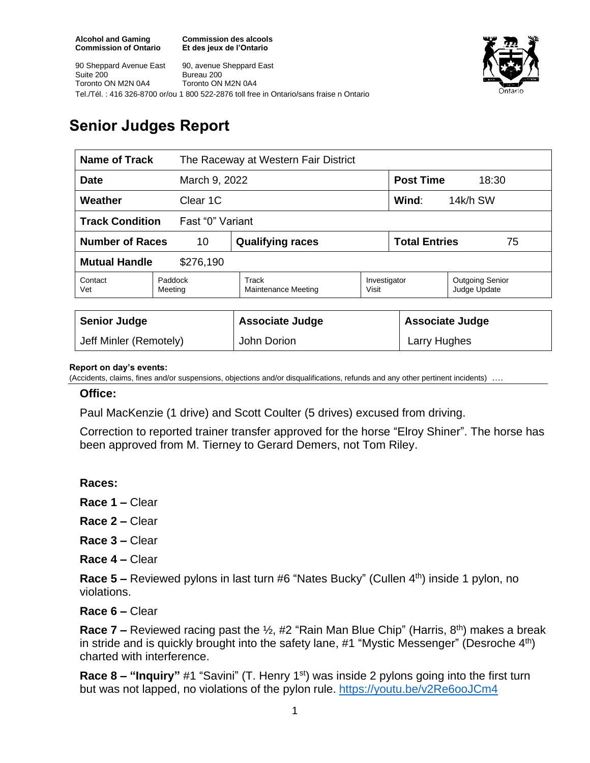**Alcohol and Gaming Commission of Ontario**
90 Sheppard Avenue East
Suite 200
Toronto ON M2N 0A4

**Commission des alcools Et des jeux de l'Ontario**
90, avenue Sheppard East
Bureau 200
Toronto ON M2N 0A4

Tel./Tél. : 416 326-8700 or/ou 1 800 522-2876 toll free in Ontario/sans fraise n Ontario

# Senior Judges Report

| **Name of Track** | The Raceway at Western Fair District | | | |
|---|---|---|---|---|
| **Date** | March 9, 2022 | | **Post Time** | 18:30 |
| **Weather** | Clear 1C | | **Wind**: | 14k/h SW |
| **Track Condition** | Fast "0" Variant | | | |
| **Number of Races** | 10 | **Qualifying races** | **Total Entries** | 75 |
| **Mutual Handle** | $276,190 | | | |

| Contact Vet | Paddock Meeting | Track Maintenance Meeting | Investigator Visit | Outgoing Senior Judge Update |
|---|---|---|---|---|

| **Senior Judge** | **Associate Judge** | **Associate Judge** |
|---|---|---|
| Jeff Minler (Remotely) | John Dorion | Larry Hughes |

**Report on day's events:**
(Accidents, claims, fines and/or suspensions, objections and/or disqualifications, refunds and any other pertinent incidents) ….

### Office:

Paul MacKenzie (1 drive) and Scott Coulter (5 drives) excused from driving.

Correction to reported trainer transfer approved for the horse "Elroy Shiner". The horse has been approved from M. Tierney to Gerard Demers, not Tom Riley.

### Races:

**Race 1 –** Clear

**Race 2 –** Clear

**Race 3 –** Clear

**Race 4 –** Clear

**Race 5 –** Reviewed pylons in last turn #6 "Nates Bucky" (Cullen 4th) inside 1 pylon, no violations.

**Race 6 –** Clear

**Race 7 –** Reviewed racing past the ½, #2 "Rain Man Blue Chip" (Harris, 8th) makes a break in stride and is quickly brought into the safety lane, #1 "Mystic Messenger" (Desroche 4th) charted with interference.

**Race 8 – "Inquiry"** #1 "Savini" (T. Henry 1st) was inside 2 pylons going into the first turn but was not lapped, no violations of the pylon rule. https://youtu.be/v2Re6ooJCm4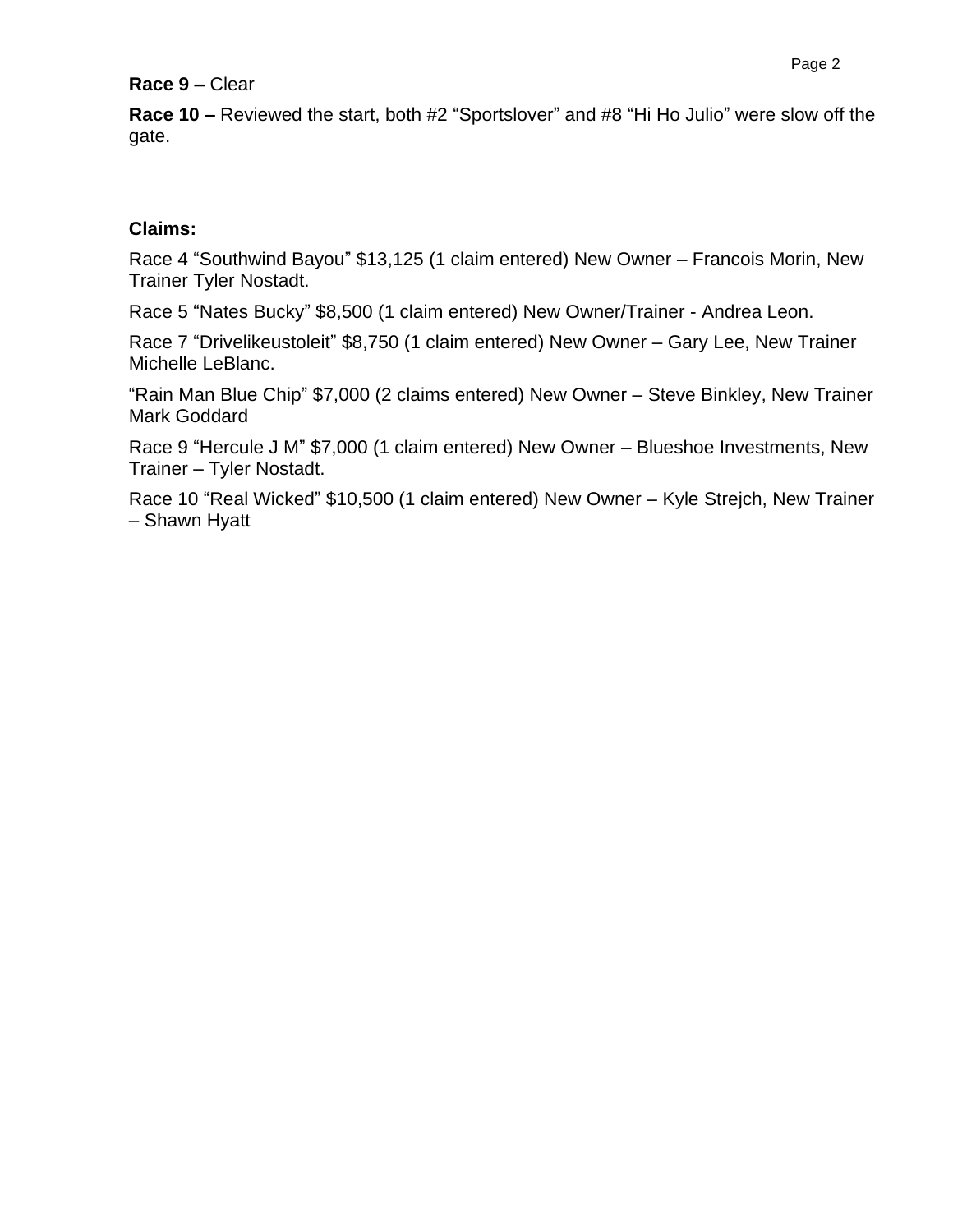**Race 9 –** Clear

**Race 10 –** Reviewed the start, both #2 “Sportslover” and #8 “Hi Ho Julio” were slow off the gate.

**Claims:**

Race 4 “Southwind Bayou” $13,125 (1 claim entered) New Owner – Francois Morin, New Trainer Tyler Nostadt.

Race 5 “Nates Bucky” $8,500 (1 claim entered) New Owner/Trainer - Andrea Leon.

Race 7 “Drivelikeustoleit” $8,750 (1 claim entered) New Owner – Gary Lee, New Trainer Michelle LeBlanc.

“Rain Man Blue Chip” $7,000 (2 claims entered) New Owner – Steve Binkley, New Trainer Mark Goddard

Race 9 “Hercule J M” $7,000 (1 claim entered) New Owner – Blueshoe Investments, New Trainer – Tyler Nostadt.

Race 10 “Real Wicked” $10,500 (1 claim entered) New Owner – Kyle Strejch, New Trainer – Shawn Hyatt